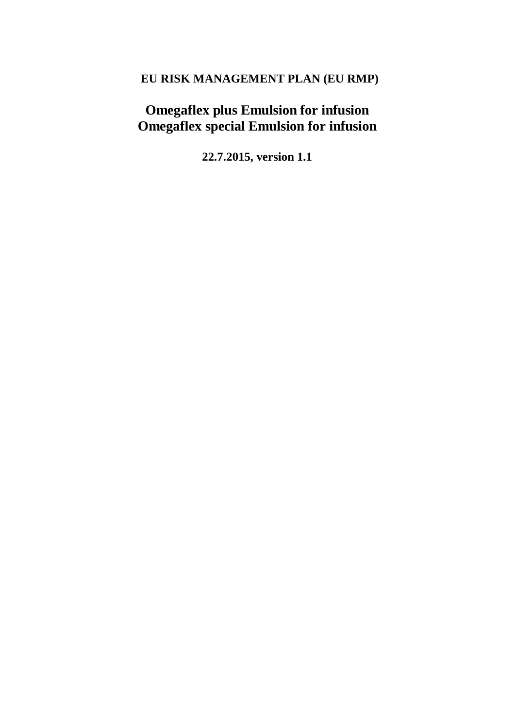**EU RISK MANAGEMENT PLAN (EU RMP)**

# Omegaflex plus Emulsion for infusion
# Omegaflex special Emulsion for infusion

**22.7.2015, version 1.1**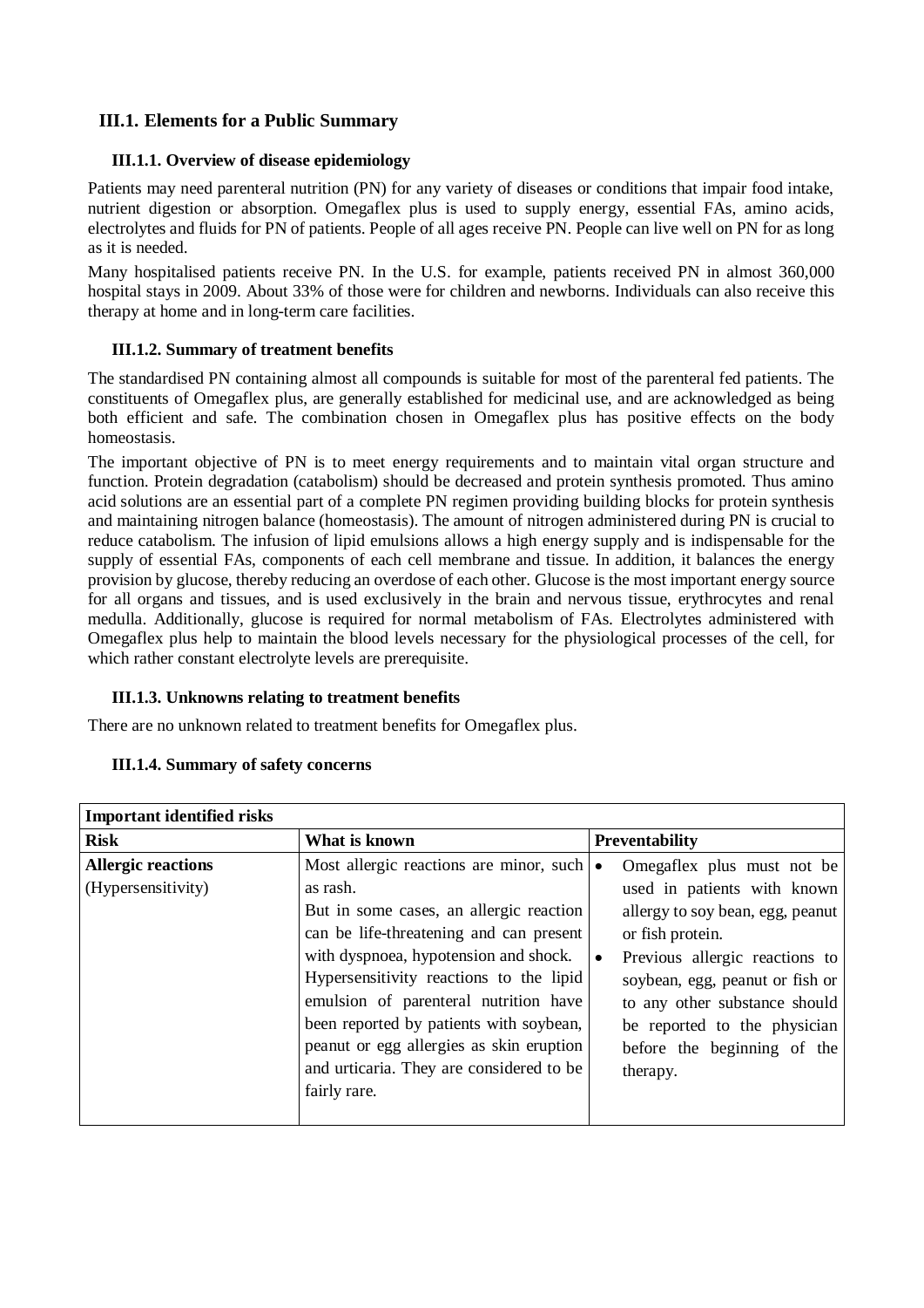## III.1. Elements for a Public Summary

### III.1.1. Overview of disease epidemiology

Patients may need parenteral nutrition (PN) for any variety of diseases or conditions that impair food intake, nutrient digestion or absorption. Omegaflex plus is used to supply energy, essential FAs, amino acids, electrolytes and fluids for PN of patients. People of all ages receive PN. People can live well on PN for as long as it is needed.

Many hospitalised patients receive PN. In the U.S. for example, patients received PN in almost 360,000 hospital stays in 2009. About 33% of those were for children and newborns. Individuals can also receive this therapy at home and in long-term care facilities.

### III.1.2. Summary of treatment benefits

The standardised PN containing almost all compounds is suitable for most of the parenteral fed patients. The constituents of Omegaflex plus, are generally established for medicinal use, and are acknowledged as being both efficient and safe. The combination chosen in Omegaflex plus has positive effects on the body homeostasis.

The important objective of PN is to meet energy requirements and to maintain vital organ structure and function. Protein degradation (catabolism) should be decreased and protein synthesis promoted. Thus amino acid solutions are an essential part of a complete PN regimen providing building blocks for protein synthesis and maintaining nitrogen balance (homeostasis). The amount of nitrogen administered during PN is crucial to reduce catabolism. The infusion of lipid emulsions allows a high energy supply and is indispensable for the supply of essential FAs, components of each cell membrane and tissue. In addition, it balances the energy provision by glucose, thereby reducing an overdose of each other. Glucose is the most important energy source for all organs and tissues, and is used exclusively in the brain and nervous tissue, erythrocytes and renal medulla. Additionally, glucose is required for normal metabolism of FAs. Electrolytes administered with Omegaflex plus help to maintain the blood levels necessary for the physiological processes of the cell, for which rather constant electrolyte levels are prerequisite.

### III.1.3. Unknowns relating to treatment benefits

There are no unknown related to treatment benefits for Omegaflex plus.

### III.1.4. Summary of safety concerns

| **Important identified risks** | | |
|---|---|---|
| **Risk** | **What is known** | **Preventability** |
| **Allergic reactions** (Hypersensitivity) | Most allergic reactions are minor, such as rash. But in some cases, an allergic reaction can be life-threatening and can present with dyspnoea, hypotension and shock. Hypersensitivity reactions to the lipid emulsion of parenteral nutrition have been reported by patients with soybean, peanut or egg allergies as skin eruption and urticaria. They are considered to be fairly rare. | • Omegaflex plus must not be used in patients with known allergy to soy bean, egg, peanut or fish protein. • Previous allergic reactions to soybean, egg, peanut or fish or to any other substance should be reported to the physician before the beginning of the therapy. |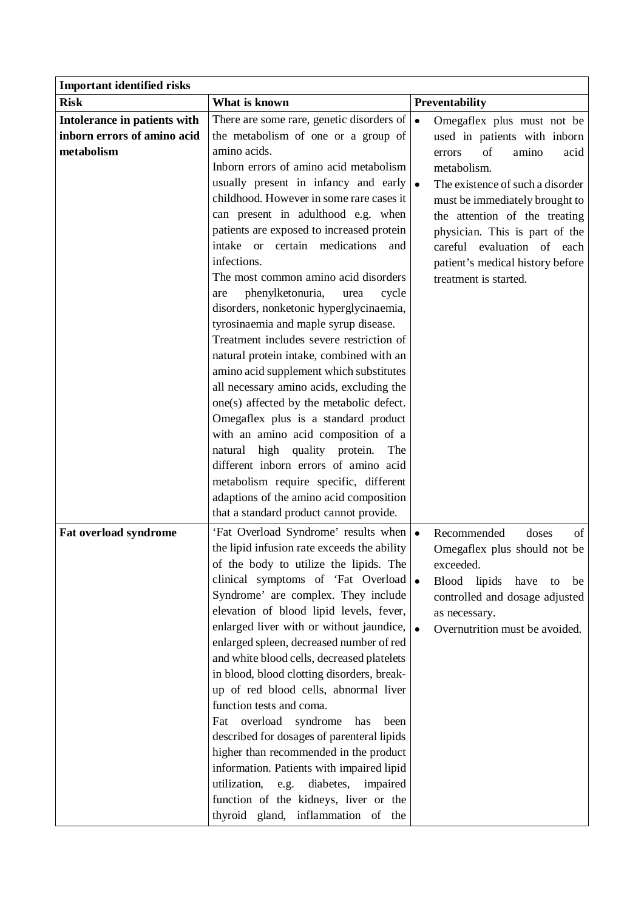| Important identified risks | | |
|---|---|---|
| **Risk** | **What is known** | **Preventability** |
| **Intolerance in patients with inborn errors of amino acid metabolism** | There are some rare, genetic disorders of the metabolism of one or a group of amino acids.<br>Inborn errors of amino acid metabolism usually present in infancy and early childhood. However in some rare cases it can present in adulthood e.g. when patients are exposed to increased protein intake or certain medications and infections.<br>The most common amino acid disorders are phenylketonuria, urea cycle disorders, nonketonic hyperglycinaemia, tyrosinaemia and maple syrup disease.<br>Treatment includes severe restriction of natural protein intake, combined with an amino acid supplement which substitutes all necessary amino acids, excluding the one(s) affected by the metabolic defect.<br>Omegaflex plus is a standard product with an amino acid composition of a natural high quality protein. The different inborn errors of amino acid metabolism require specific, different adaptions of the amino acid composition that a standard product cannot provide. | • Omegaflex plus must not be used in patients with inborn errors of amino acid metabolism.<br>• The existence of such a disorder must be immediately brought to the attention of the treating physician. This is part of the careful evaluation of each patient's medical history before treatment is started. |
| **Fat overload syndrome** | 'Fat Overload Syndrome' results when the lipid infusion rate exceeds the ability of the body to utilize the lipids. The clinical symptoms of 'Fat Overload Syndrome' are complex. They include elevation of blood lipid levels, fever, enlarged liver with or without jaundice, enlarged spleen, decreased number of red and white blood cells, decreased platelets in blood, blood clotting disorders, break-up of red blood cells, abnormal liver function tests and coma.<br>Fat overload syndrome has been described for dosages of parenteral lipids higher than recommended in the product information. Patients with impaired lipid utilization, e.g. diabetes, impaired function of the kidneys, liver or the thyroid gland, inflammation of the | • Recommended doses of Omegaflex plus should not be exceeded.<br>• Blood lipids have to be controlled and dosage adjusted as necessary.<br>• Overnutrition must be avoided. |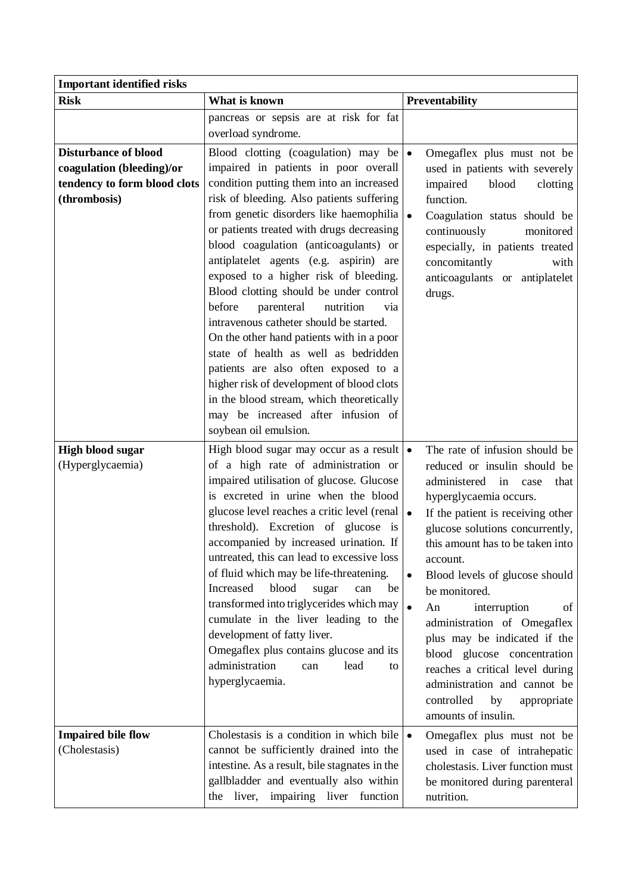| Important identified risks | | |
|---|---|---|
| **Risk** | **What is known** | **Preventability** |
| | pancreas or sepsis are at risk for fat overload syndrome. | |
| **Disturbance of blood coagulation (bleeding)/or tendency to form blood clots (thrombosis)** | Blood clotting (coagulation) may be impaired in patients in poor overall condition putting them into an increased risk of bleeding. Also patients suffering from genetic disorders like haemophilia or patients treated with drugs decreasing blood coagulation (anticoagulants) or antiplatelet agents (e.g. aspirin) are exposed to a higher risk of bleeding. Blood clotting should be under control before parenteral nutrition via intravenous catheter should be started.<br>On the other hand patients with in a poor state of health as well as bedridden patients are also often exposed to a higher risk of development of blood clots in the blood stream, which theoretically may be increased after infusion of soybean oil emulsion. | • Omegaflex plus must not be used in patients with severely impaired blood clotting function.<br>• Coagulation status should be continuously monitored especially, in patients treated concomitantly with anticoagulants or antiplatelet drugs. |
| **High blood sugar** (Hyperglycaemia) | High blood sugar may occur as a result of a high rate of administration or impaired utilisation of glucose. Glucose is excreted in urine when the blood glucose level reaches a critic level (renal threshold). Excretion of glucose is accompanied by increased urination. If untreated, this can lead to excessive loss of fluid which may be life-threatening. Increased blood sugar can be transformed into triglycerides which may cumulate in the liver leading to the development of fatty liver.<br>Omegaflex plus contains glucose and its administration can lead to hyperglycaemia. | • The rate of infusion should be reduced or insulin should be administered in case that hyperglycaemia occurs.<br>• If the patient is receiving other glucose solutions concurrently, this amount has to be taken into account.<br>• Blood levels of glucose should be monitored.<br>• An interruption of administration of Omegaflex plus may be indicated if the blood glucose concentration reaches a critical level during administration and cannot be controlled by appropriate amounts of insulin. |
| **Impaired bile flow** (Cholestasis) | Cholestasis is a condition in which bile cannot be sufficiently drained into the intestine. As a result, bile stagnates in the gallbladder and eventually also within the liver, impairing liver function | • Omegaflex plus must not be used in case of intrahepatic cholestasis. Liver function must be monitored during parenteral nutrition. |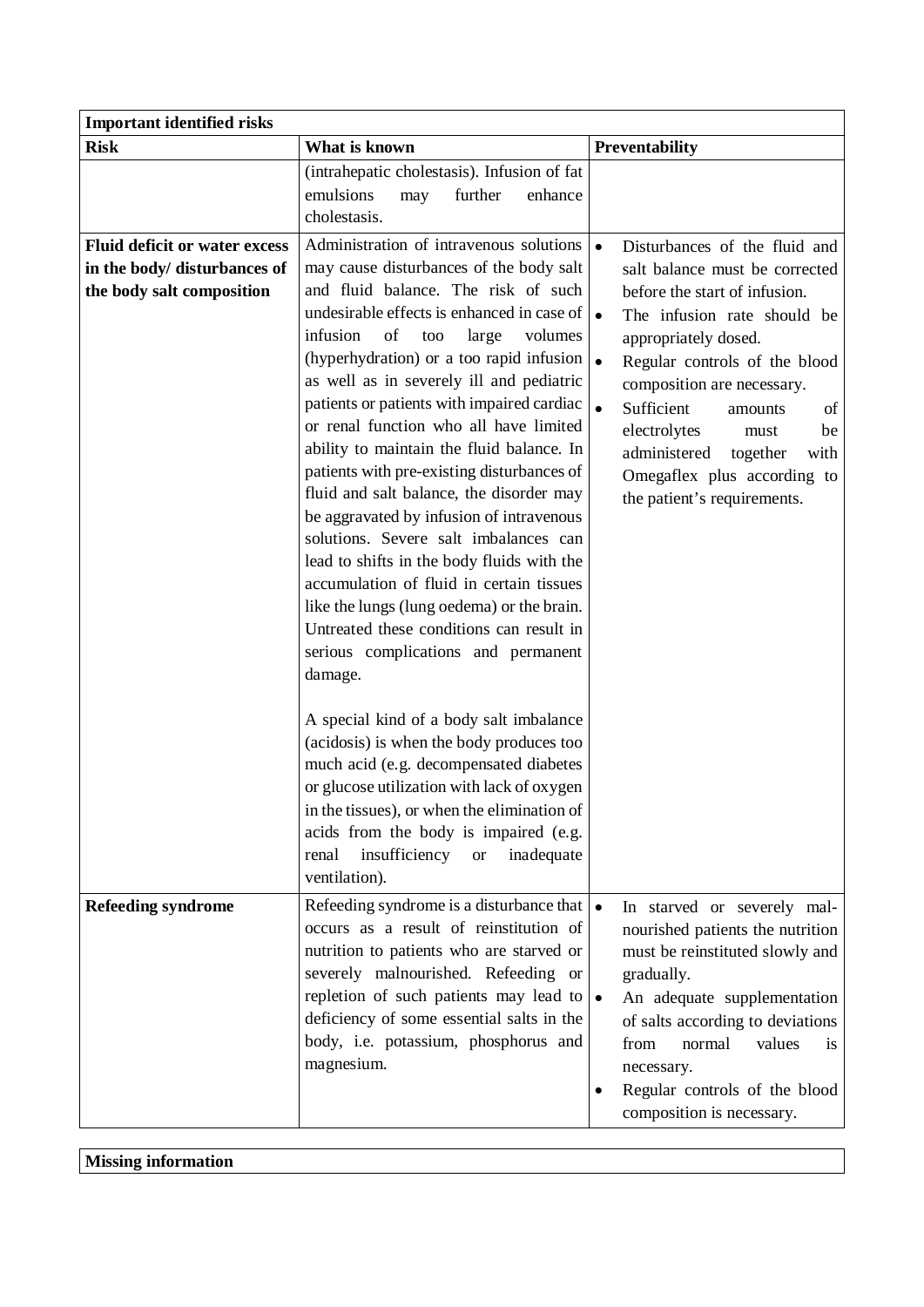| Important identified risks | | |
|---|---|---|
| **Risk** | **What is known** | **Preventability** |
| | (intrahepatic cholestasis). Infusion of fat emulsions may further enhance cholestasis. | |
| **Fluid deficit or water excess in the body/ disturbances of the body salt composition** | Administration of intravenous solutions may cause disturbances of the body salt and fluid balance. The risk of such undesirable effects is enhanced in case of infusion of too large volumes (hyperhydration) or a too rapid infusion as well as in severely ill and pediatric patients or patients with impaired cardiac or renal function who all have limited ability to maintain the fluid balance. In patients with pre-existing disturbances of fluid and salt balance, the disorder may be aggravated by infusion of intravenous solutions. Severe salt imbalances can lead to shifts in the body fluids with the accumulation of fluid in certain tissues like the lungs (lung oedema) or the brain. Untreated these conditions can result in serious complications and permanent damage.<br><br>A special kind of a body salt imbalance (acidosis) is when the body produces too much acid (e.g. decompensated diabetes or glucose utilization with lack of oxygen in the tissues), or when the elimination of acids from the body is impaired (e.g. renal insufficiency or inadequate ventilation). | • Disturbances of the fluid and salt balance must be corrected before the start of infusion.<br>• The infusion rate should be appropriately dosed.<br>• Regular controls of the blood composition are necessary.<br>• Sufficient amounts of electrolytes must be administered together with Omegaflex plus according to the patient's requirements. |
| **Refeeding syndrome** | Refeeding syndrome is a disturbance that occurs as a result of reinstitution of nutrition to patients who are starved or severely malnourished. Refeeding or repletion of such patients may lead to deficiency of some essential salts in the body, i.e. potassium, phosphorus and magnesium. | • In starved or severely mal-nourished patients the nutrition must be reinstituted slowly and gradually.<br>• An adequate supplementation of salts according to deviations from normal values is necessary.<br>• Regular controls of the blood composition is necessary. |

| Missing information |
|---|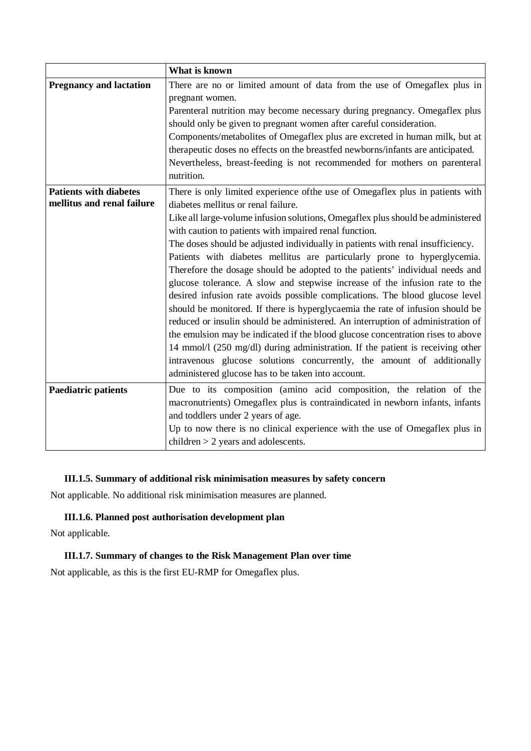| | What is known |
|---|---|
| **Pregnancy and lactation** | There are no or limited amount of data from the use of Omegaflex plus in pregnant women.<br>Parenteral nutrition may become necessary during pregnancy. Omegaflex plus should only be given to pregnant women after careful consideration.<br>Components/metabolites of Omegaflex plus are excreted in human milk, but at therapeutic doses no effects on the breastfed newborns/infants are anticipated.<br>Nevertheless, breast-feeding is not recommended for mothers on parenteral nutrition. |
| **Patients with diabetes mellitus and renal failure** | There is only limited experience ofthe use of Omegaflex plus in patients with diabetes mellitus or renal failure.<br>Like all large-volume infusion solutions, Omegaflex plus should be administered with caution to patients with impaired renal function.<br>The doses should be adjusted individually in patients with renal insufficiency.<br>Patients with diabetes mellitus are particularly prone to hyperglycemia. Therefore the dosage should be adopted to the patients' individual needs and glucose tolerance. A slow and stepwise increase of the infusion rate to the desired infusion rate avoids possible complications. The blood glucose level should be monitored. If there is hyperglycaemia the rate of infusion should be reduced or insulin should be administered. An interruption of administration of the emulsion may be indicated if the blood glucose concentration rises to above 14 mmol/l (250 mg/dl) during administration. If the patient is receiving other intravenous glucose solutions concurrently, the amount of additionally administered glucose has to be taken into account. |
| **Paediatric patients** | Due to its composition (amino acid composition, the relation of the macronutrients) Omegaflex plus is contraindicated in newborn infants, infants and toddlers under 2 years of age.<br>Up to now there is no clinical experience with the use of Omegaflex plus in children > 2 years and adolescents. |

### III.1.5. Summary of additional risk minimisation measures by safety concern

Not applicable. No additional risk minimisation measures are planned.

### III.1.6. Planned post authorisation development plan

Not applicable.

### III.1.7. Summary of changes to the Risk Management Plan over time

Not applicable, as this is the first EU-RMP for Omegaflex plus.